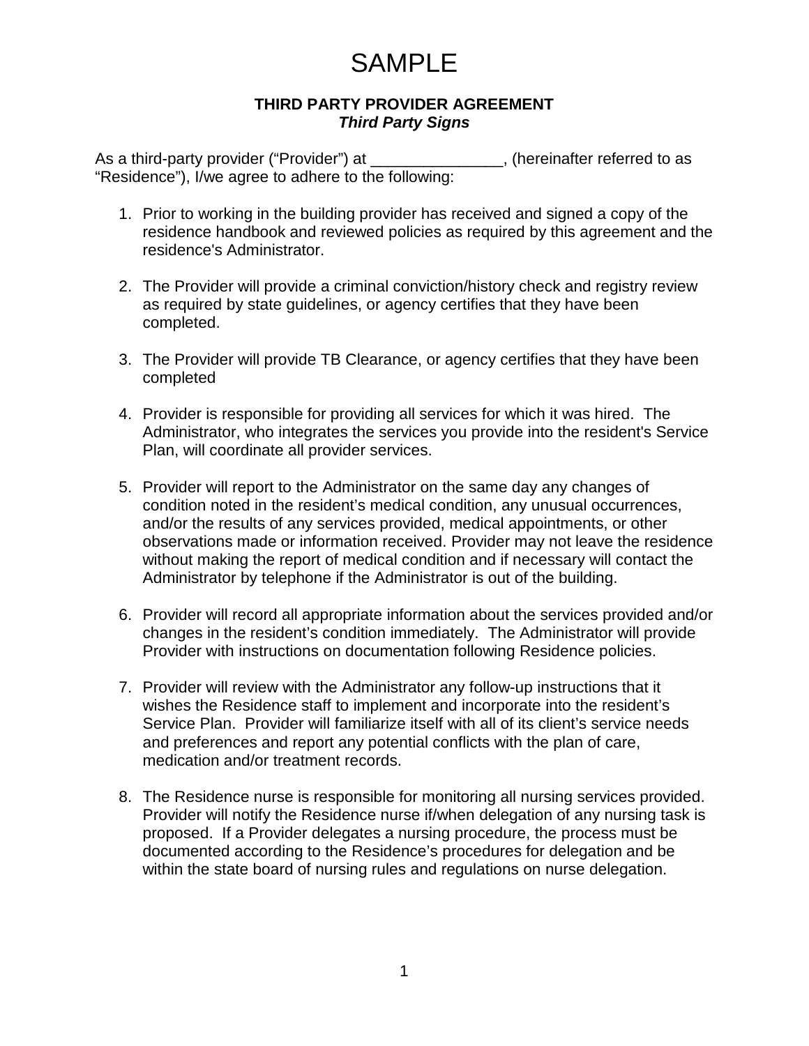# SAMPLE

## THIRD PARTY PROVIDER AGREEMENT

***Third Party Signs***

As a third-party provider ("Provider") at _______________, (hereinafter referred to as "Residence"), I/we agree to adhere to the following:

1. Prior to working in the building provider has received and signed a copy of the residence handbook and reviewed policies as required by this agreement and the residence's Administrator.

2. The Provider will provide a criminal conviction/history check and registry review as required by state guidelines, or agency certifies that they have been completed.

3. The Provider will provide TB Clearance, or agency certifies that they have been completed

4. Provider is responsible for providing all services for which it was hired. The Administrator, who integrates the services you provide into the resident's Service Plan, will coordinate all provider services.

5. Provider will report to the Administrator on the same day any changes of condition noted in the resident's medical condition, any unusual occurrences, and/or the results of any services provided, medical appointments, or other observations made or information received. Provider may not leave the residence without making the report of medical condition and if necessary will contact the Administrator by telephone if the Administrator is out of the building.

6. Provider will record all appropriate information about the services provided and/or changes in the resident's condition immediately. The Administrator will provide Provider with instructions on documentation following Residence policies.

7. Provider will review with the Administrator any follow-up instructions that it wishes the Residence staff to implement and incorporate into the resident's Service Plan. Provider will familiarize itself with all of its client's service needs and preferences and report any potential conflicts with the plan of care, medication and/or treatment records.

8. The Residence nurse is responsible for monitoring all nursing services provided. Provider will notify the Residence nurse if/when delegation of any nursing task is proposed. If a Provider delegates a nursing procedure, the process must be documented according to the Residence's procedures for delegation and be within the state board of nursing rules and regulations on nurse delegation.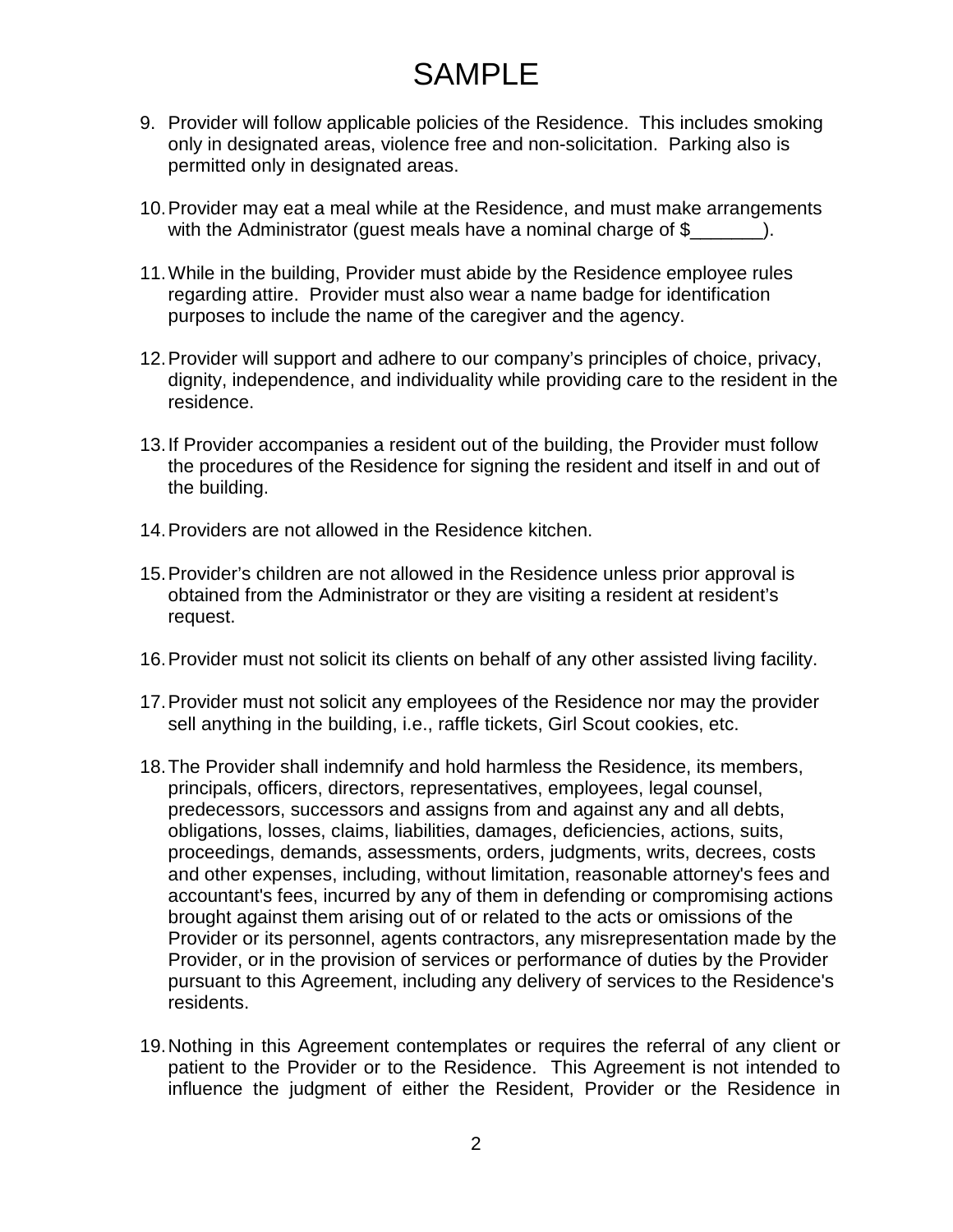# SAMPLE

9. Provider will follow applicable policies of the Residence. This includes smoking only in designated areas, violence free and non-solicitation. Parking also is permitted only in designated areas.

10. Provider may eat a meal while at the Residence, and must make arrangements with the Administrator (guest meals have a nominal charge of $_______).

11. While in the building, Provider must abide by the Residence employee rules regarding attire. Provider must also wear a name badge for identification purposes to include the name of the caregiver and the agency.

12. Provider will support and adhere to our company's principles of choice, privacy, dignity, independence, and individuality while providing care to the resident in the residence.

13. If Provider accompanies a resident out of the building, the Provider must follow the procedures of the Residence for signing the resident and itself in and out of the building.

14. Providers are not allowed in the Residence kitchen.

15. Provider's children are not allowed in the Residence unless prior approval is obtained from the Administrator or they are visiting a resident at resident's request.

16. Provider must not solicit its clients on behalf of any other assisted living facility.

17. Provider must not solicit any employees of the Residence nor may the provider sell anything in the building, i.e., raffle tickets, Girl Scout cookies, etc.

18. The Provider shall indemnify and hold harmless the Residence, its members, principals, officers, directors, representatives, employees, legal counsel, predecessors, successors and assigns from and against any and all debts, obligations, losses, claims, liabilities, damages, deficiencies, actions, suits, proceedings, demands, assessments, orders, judgments, writs, decrees, costs and other expenses, including, without limitation, reasonable attorney's fees and accountant's fees, incurred by any of them in defending or compromising actions brought against them arising out of or related to the acts or omissions of the Provider or its personnel, agents contractors, any misrepresentation made by the Provider, or in the provision of services or performance of duties by the Provider pursuant to this Agreement, including any delivery of services to the Residence's residents.

19. Nothing in this Agreement contemplates or requires the referral of any client or patient to the Provider or to the Residence. This Agreement is not intended to influence the judgment of either the Resident, Provider or the Residence in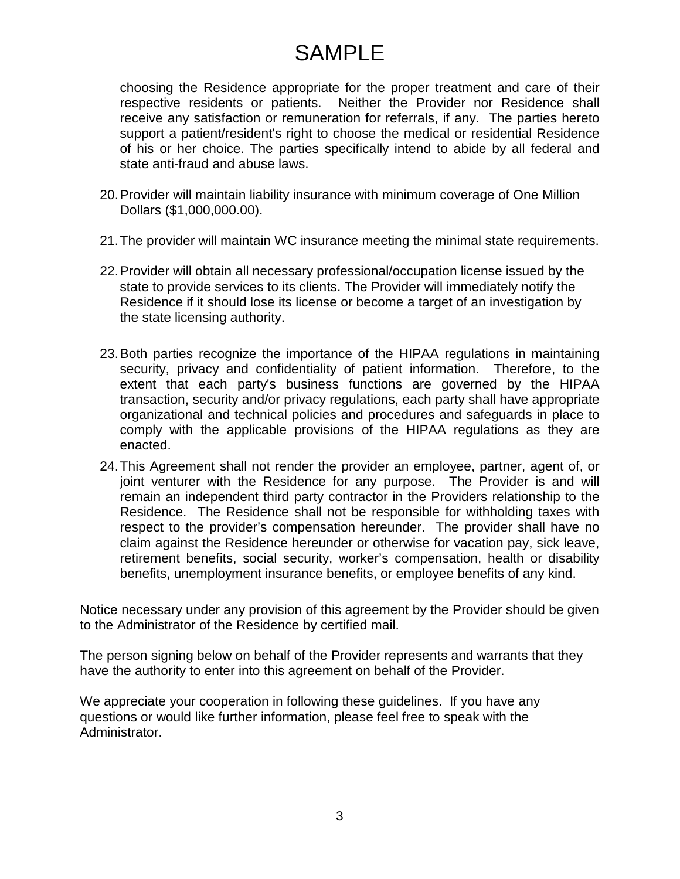# SAMPLE

choosing the Residence appropriate for the proper treatment and care of their respective residents or patients. Neither the Provider nor Residence shall receive any satisfaction or remuneration for referrals, if any. The parties hereto support a patient/resident's right to choose the medical or residential Residence of his or her choice. The parties specifically intend to abide by all federal and state anti-fraud and abuse laws.

20. Provider will maintain liability insurance with minimum coverage of One Million Dollars ($1,000,000.00).

21. The provider will maintain WC insurance meeting the minimal state requirements.

22. Provider will obtain all necessary professional/occupation license issued by the state to provide services to its clients. The Provider will immediately notify the Residence if it should lose its license or become a target of an investigation by the state licensing authority.

23. Both parties recognize the importance of the HIPAA regulations in maintaining security, privacy and confidentiality of patient information. Therefore, to the extent that each party's business functions are governed by the HIPAA transaction, security and/or privacy regulations, each party shall have appropriate organizational and technical policies and procedures and safeguards in place to comply with the applicable provisions of the HIPAA regulations as they are enacted.

24. This Agreement shall not render the provider an employee, partner, agent of, or joint venturer with the Residence for any purpose. The Provider is and will remain an independent third party contractor in the Providers relationship to the Residence. The Residence shall not be responsible for withholding taxes with respect to the provider's compensation hereunder. The provider shall have no claim against the Residence hereunder or otherwise for vacation pay, sick leave, retirement benefits, social security, worker's compensation, health or disability benefits, unemployment insurance benefits, or employee benefits of any kind.

Notice necessary under any provision of this agreement by the Provider should be given to the Administrator of the Residence by certified mail.

The person signing below on behalf of the Provider represents and warrants that they have the authority to enter into this agreement on behalf of the Provider.

We appreciate your cooperation in following these guidelines. If you have any questions or would like further information, please feel free to speak with the Administrator.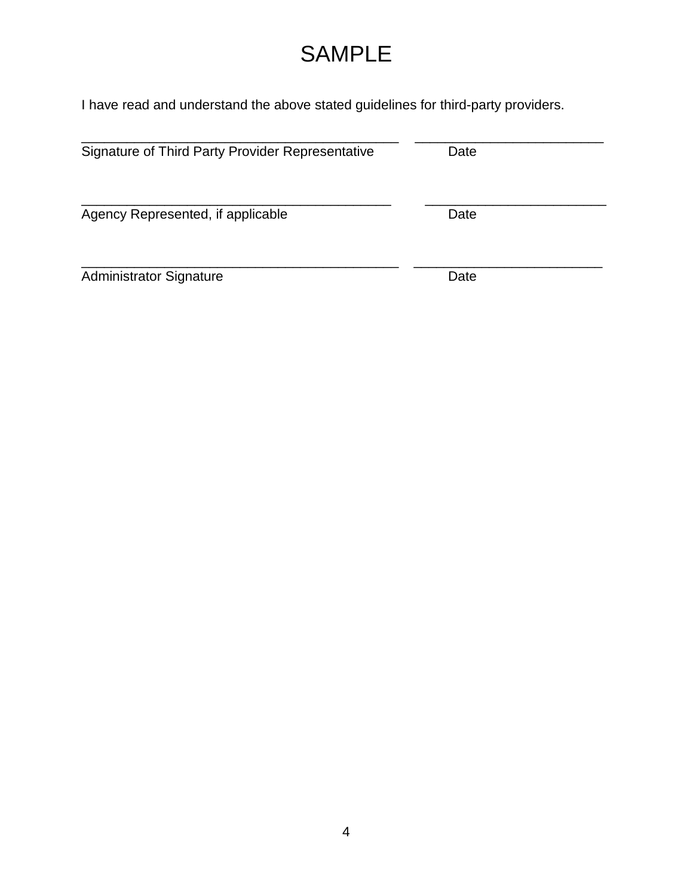# SAMPLE

I have read and understand the above stated guidelines for third-party providers.

____________________________________________ &nbsp;&nbsp;&nbsp; __________________________
Signature of Third Party Provider Representative &nbsp;&nbsp;&nbsp;&nbsp;&nbsp;&nbsp;&nbsp;&nbsp; Date

____________________________________________ &nbsp;&nbsp;&nbsp; __________________________
Agency Represented, if applicable &nbsp;&nbsp;&nbsp;&nbsp;&nbsp;&nbsp;&nbsp;&nbsp;&nbsp;&nbsp;&nbsp;&nbsp;&nbsp;&nbsp;&nbsp;&nbsp;&nbsp;&nbsp;&nbsp;&nbsp;&nbsp;&nbsp;&nbsp;&nbsp;&nbsp;&nbsp;&nbsp;&nbsp;&nbsp;&nbsp; Date

____________________________________________ &nbsp;&nbsp;&nbsp; __________________________
Administrator Signature &nbsp;&nbsp;&nbsp;&nbsp;&nbsp;&nbsp;&nbsp;&nbsp;&nbsp;&nbsp;&nbsp;&nbsp;&nbsp;&nbsp;&nbsp;&nbsp;&nbsp;&nbsp;&nbsp;&nbsp;&nbsp;&nbsp;&nbsp;&nbsp;&nbsp;&nbsp;&nbsp;&nbsp;&nbsp;&nbsp;&nbsp;&nbsp;&nbsp;&nbsp;&nbsp;&nbsp;&nbsp;&nbsp;&nbsp;&nbsp;&nbsp;&nbsp;&nbsp;&nbsp;&nbsp;&nbsp; Date